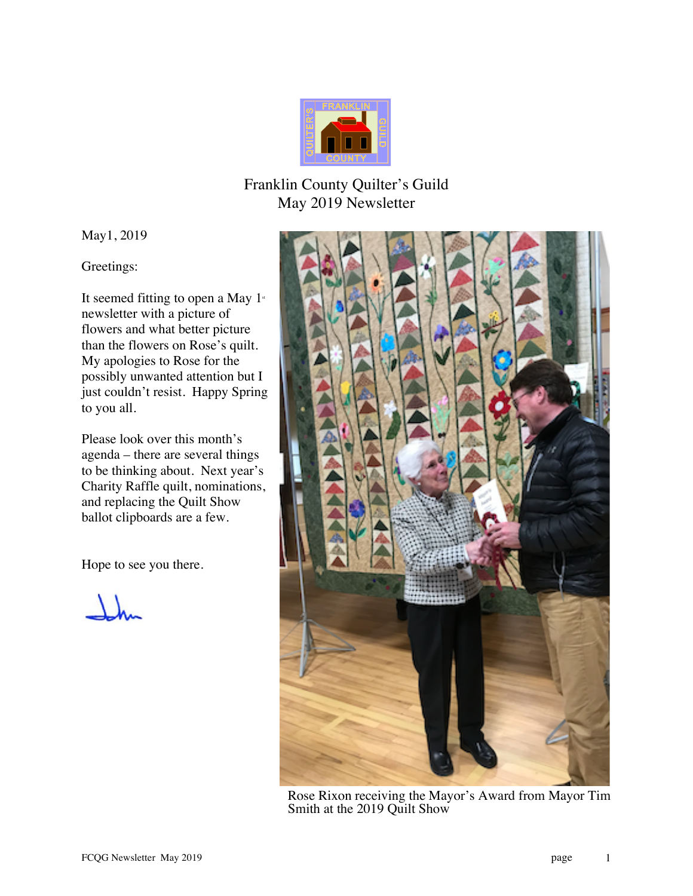# Franklin County Quilter's Guild
## May 2019 Newsletter

May1, 2019

Greetings:

It seemed fitting to open a May 1st newsletter with a picture of flowers and what better picture than the flowers on Rose's quilt. My apologies to Rose for the possibly unwanted attention but I just couldn't resist. Happy Spring to you all.

Please look over this month's agenda – there are several things to be thinking about. Next year's Charity Raffle quilt, nominations, and replacing the Quilt Show ballot clipboards are a few.

Hope to see you there.

Rose Rixon receiving the Mayor's Award from Mayor Tim Smith at the 2019 Quilt Show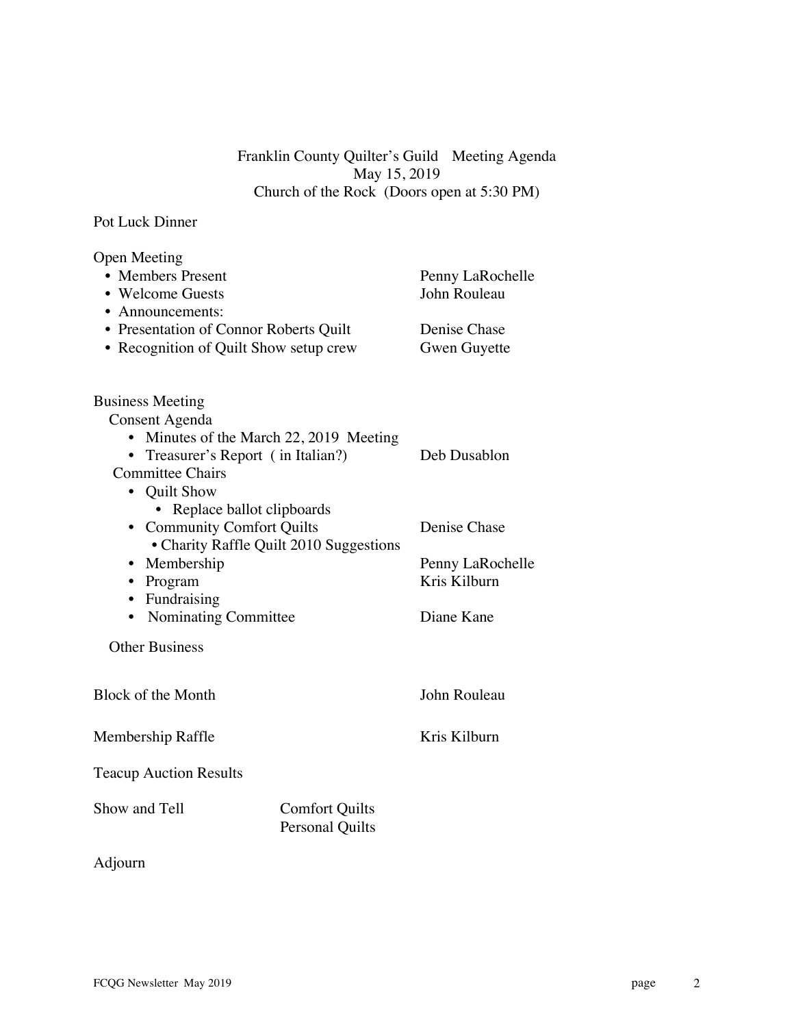# Franklin County Quilter's Guild Meeting Agenda

May 15, 2019

Church of the Rock (Doors open at 5:30 PM)

Pot Luck Dinner

Open Meeting

- Members Present — Penny LaRochelle
- Welcome Guests — John Rouleau
- Announcements:
- Presentation of Connor Roberts Quilt — Denise Chase
- Recognition of Quilt Show setup crew — Gwen Guyette

Business Meeting

Consent Agenda

- Minutes of the March 22, 2019 Meeting
- Treasurer's Report ( in Italian?) — Deb Dusablon

Committee Chairs

- Quilt Show
  - Replace ballot clipboards
- Community Comfort Quilts — Denise Chase
  - Charity Raffle Quilt 2010 Suggestions
- Membership — Penny LaRochelle
- Program — Kris Kilburn
- Fundraising
- Nominating Committee — Diane Kane

Other Business

Block of the Month — John Rouleau

Membership Raffle — Kris Kilburn

Teacup Auction Results

Show and Tell — Comfort Quilts, Personal Quilts

Adjourn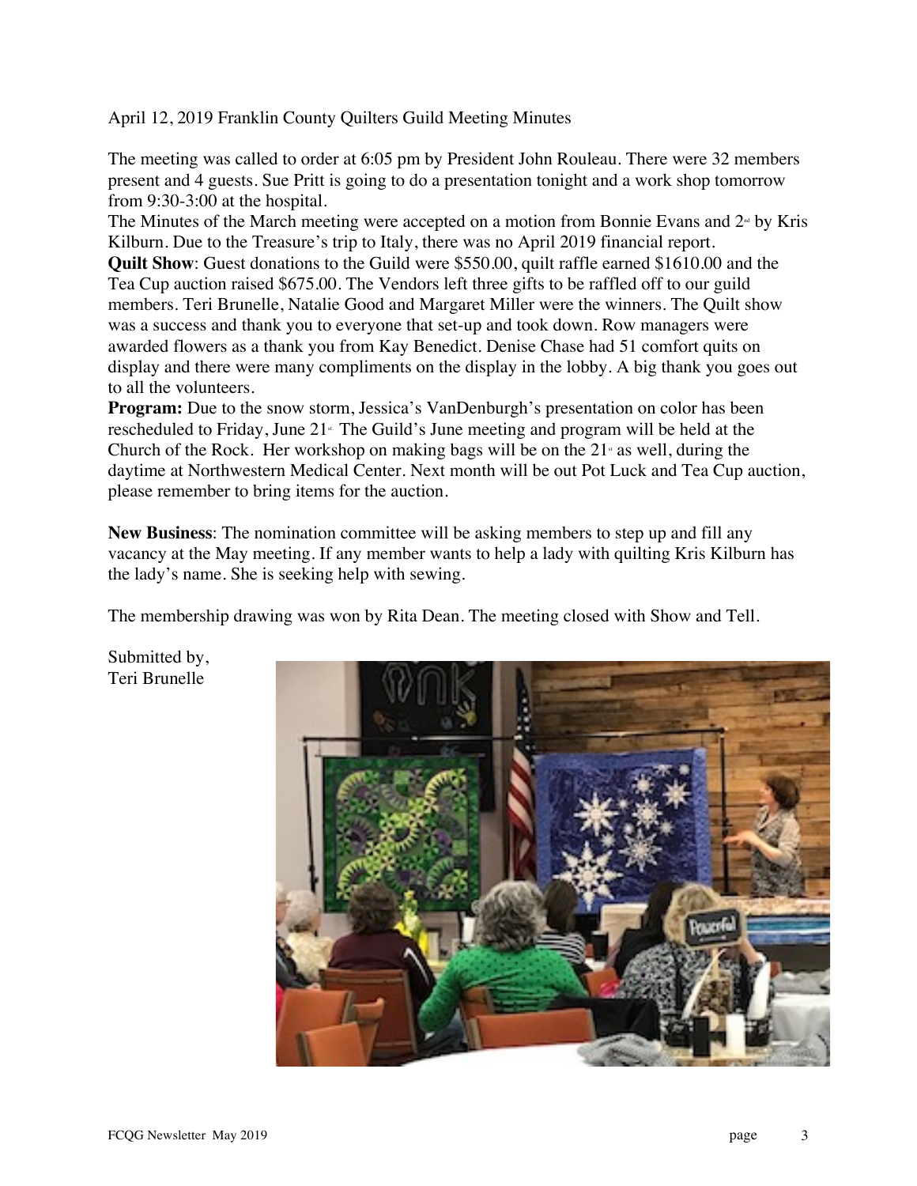April 12, 2019 Franklin County Quilters Guild Meeting Minutes

The meeting was called to order at 6:05 pm by President John Rouleau. There were 32 members present and 4 guests. Sue Pritt is going to do a presentation tonight and a work shop tomorrow from 9:30-3:00 at the hospital.

The Minutes of the March meeting were accepted on a motion from Bonnie Evans and 2nd by Kris Kilburn. Due to the Treasure's trip to Italy, there was no April 2019 financial report.

**Quilt Show**: Guest donations to the Guild were $550.00, quilt raffle earned $1610.00 and the Tea Cup auction raised $675.00. The Vendors left three gifts to be raffled off to our guild members. Teri Brunelle, Natalie Good and Margaret Miller were the winners. The Quilt show was a success and thank you to everyone that set-up and took down. Row managers were awarded flowers as a thank you from Kay Benedict. Denise Chase had 51 comfort quits on display and there were many compliments on the display in the lobby. A big thank you goes out to all the volunteers.

**Program:** Due to the snow storm, Jessica's VanDenburgh's presentation on color has been rescheduled to Friday, June 21st. The Guild's June meeting and program will be held at the Church of the Rock. Her workshop on making bags will be on the 21st as well, during the daytime at Northwestern Medical Center. Next month will be out Pot Luck and Tea Cup auction, please remember to bring items for the auction.

**New Business**: The nomination committee will be asking members to step up and fill any vacancy at the May meeting. If any member wants to help a lady with quilting Kris Kilburn has the lady's name. She is seeking help with sewing.

The membership drawing was won by Rita Dean. The meeting closed with Show and Tell.

Submitted by,
Teri Brunelle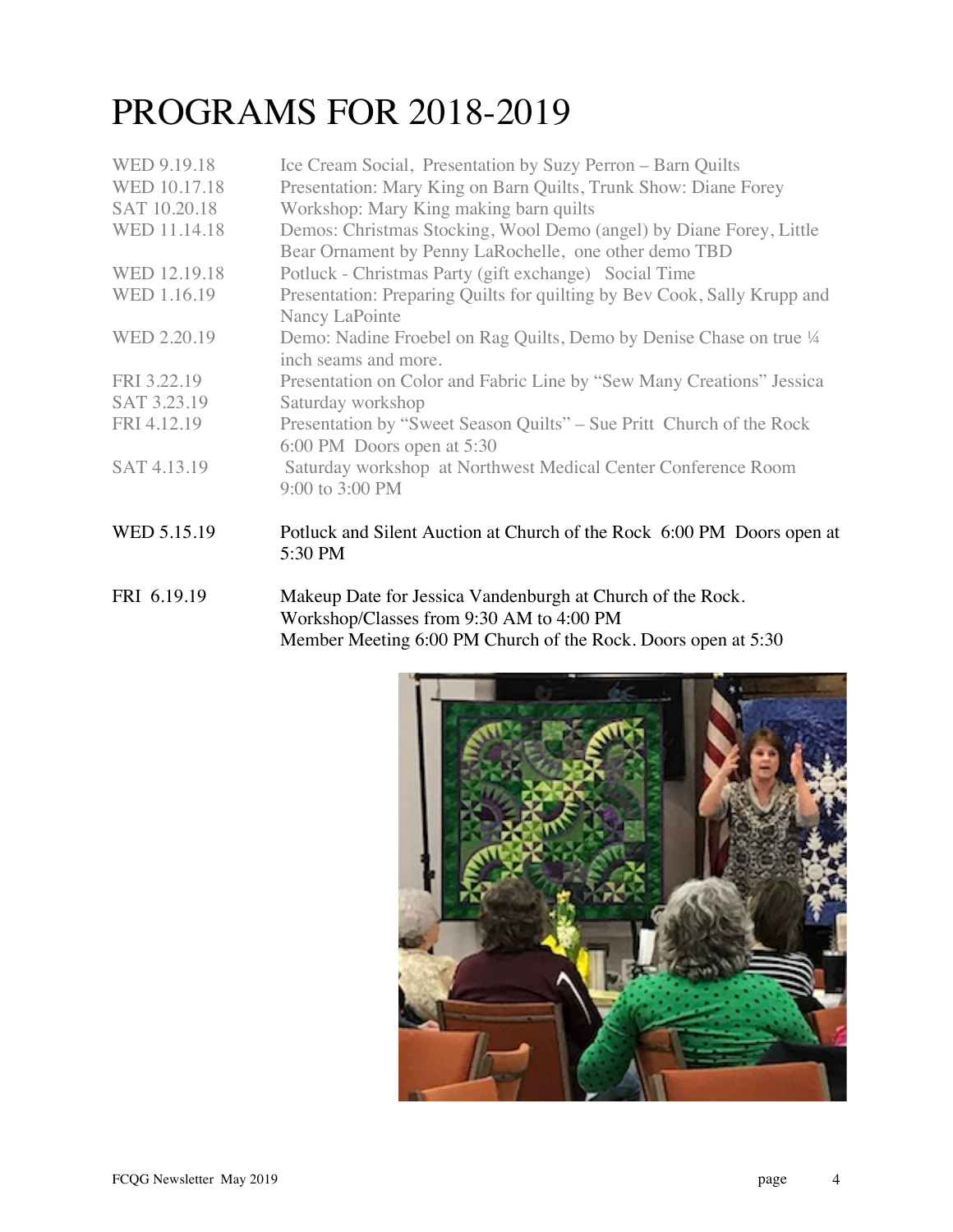# PROGRAMS FOR 2018-2019

| | |
|---|---|
| WED 9.19.18 | Ice Cream Social, Presentation by Suzy Perron – Barn Quilts |
| WED 10.17.18 | Presentation: Mary King on Barn Quilts, Trunk Show: Diane Forey |
| SAT 10.20.18 | Workshop: Mary King making barn quilts |
| WED 11.14.18 | Demos: Christmas Stocking, Wool Demo (angel) by Diane Forey, Little Bear Ornament by Penny LaRochelle, one other demo TBD |
| WED 12.19.18 | Potluck - Christmas Party (gift exchange) Social Time |
| WED 1.16.19 | Presentation: Preparing Quilts for quilting by Bev Cook, Sally Krupp and Nancy LaPointe |
| WED 2.20.19 | Demo: Nadine Froebel on Rag Quilts, Demo by Denise Chase on true ¼ inch seams and more. |
| FRI 3.22.19 | Presentation on Color and Fabric Line by "Sew Many Creations" Jessica |
| SAT 3.23.19 | Saturday workshop |
| FRI 4.12.19 | Presentation by "Sweet Season Quilts" – Sue Pritt Church of the Rock 6:00 PM Doors open at 5:30 |
| SAT 4.13.19 | Saturday workshop at Northwest Medical Center Conference Room 9:00 to 3:00 PM |
| WED 5.15.19 | Potluck and Silent Auction at Church of the Rock 6:00 PM Doors open at 5:30 PM |
| FRI 6.19.19 | Makeup Date for Jessica Vandenburgh at Church of the Rock. Workshop/Classes from 9:30 AM to 4:00 PM Member Meeting 6:00 PM Church of the Rock. Doors open at 5:30 |